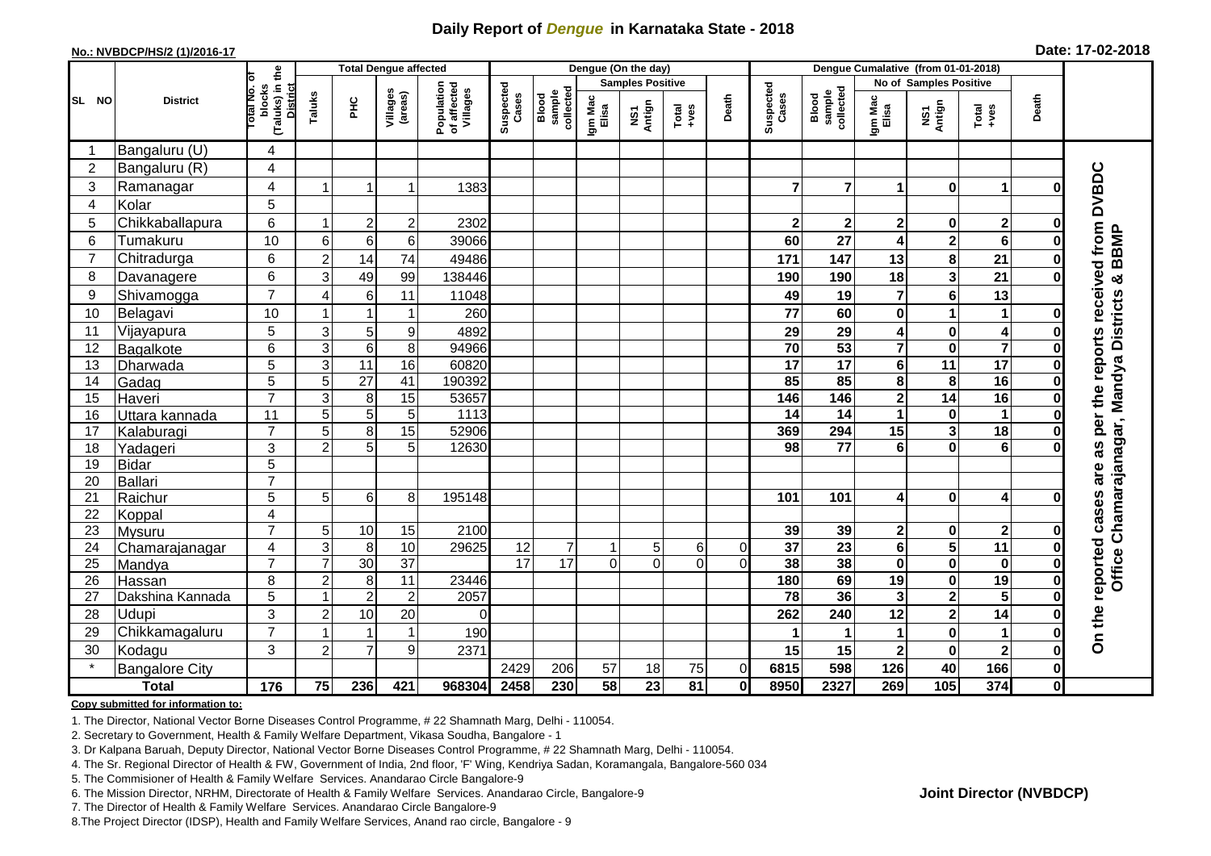# Daily Report of *Dengue* in Karnataka State - 2018

**No.: NVBDCP/HS/2 (1)/2016-17**

**Date: 17-02-2018**

| SL NO | District | Total No. of blocks (Taluks) in the District | Total Dengue affected | | | | Dengue (On the day) | | | | | | Dengue Cumalative (from 01-01-2018) | | | | | | |
|---|---|---|---|---|---|---|---|---|---|---|---|---|---|---|---|---|---|---|---|
| | | | Taluks | PHC | Villages (areas) | Population of affected Villages | Suspected Cases | Blood sample collected | Samples Positive | | | Death | Suspected Cases | Blood sample collected | No of Samples Positive | | | Death | |
| | | | | | | | | | Igm Mac Elisa | NS1 Antign | Total +ves | | | | Igm Mac Elisa | NS1 Antign | Total +ves | | |
| 1 | Bangaluru (U) | 4 | | | | | | | | | | | | | | | | | On the reported cases are as per the reports received from DVBDC Office Chamarajanagar, Mandya Districts & BBMP |
| 2 | Bangaluru (R) | 4 | | | | | | | | | | | | | | | | | |
| 3 | Ramanagar | 4 | 1 | 1 | 1 | 1383 | | | | | | | 7 | 7 | 1 | 0 | 1 | 0 | |
| 4 | Kolar | 5 | | | | | | | | | | | | | | | | | |
| 5 | Chikkaballapura | 6 | 1 | 2 | 2 | 2302 | | | | | | | 2 | 2 | 2 | 0 | 2 | 0 | |
| 6 | Tumakuru | 10 | 6 | 6 | 6 | 39066 | | | | | | | 60 | 27 | 4 | 2 | 6 | 0 | |
| 7 | Chitradurga | 6 | 2 | 14 | 74 | 49486 | | | | | | | 171 | 147 | 13 | 8 | 21 | 0 | |
| 8 | Davanagere | 6 | 3 | 49 | 99 | 138446 | | | | | | | 190 | 190 | 18 | 3 | 21 | 0 | |
| 9 | Shivamogga | 7 | 4 | 6 | 11 | 11048 | | | | | | | 49 | 19 | 7 | 6 | 13 | | |
| 10 | Belagavi | 10 | 1 | 1 | 1 | 260 | | | | | | | 77 | 60 | 0 | 1 | 1 | 0 | |
| 11 | Vijayapura | 5 | 3 | 5 | 9 | 4892 | | | | | | | 29 | 29 | 4 | 0 | 4 | 0 | |
| 12 | Bagalkote | 6 | 3 | 6 | 8 | 94966 | | | | | | | 70 | 53 | 7 | 0 | 7 | 0 | |
| 13 | Dharwada | 5 | 3 | 11 | 16 | 60820 | | | | | | | 17 | 17 | 6 | 11 | 17 | 0 | |
| 14 | Gadag | 5 | 5 | 27 | 41 | 190392 | | | | | | | 85 | 85 | 8 | 8 | 16 | 0 | |
| 15 | Haveri | 7 | 3 | 8 | 15 | 53657 | | | | | | | 146 | 146 | 2 | 14 | 16 | 0 | |
| 16 | Uttara kannada | 11 | 5 | 5 | 5 | 1113 | | | | | | | 14 | 14 | 1 | 0 | 1 | 0 | |
| 17 | Kalaburagi | 7 | 5 | 8 | 15 | 52906 | | | | | | | 369 | 294 | 15 | 3 | 18 | 0 | |
| 18 | Yadageri | 3 | 2 | 5 | 5 | 12630 | | | | | | | 98 | 77 | 6 | 0 | 6 | 0 | |
| 19 | Bidar | 5 | | | | | | | | | | | | | | | | | |
| 20 | Ballari | 7 | | | | | | | | | | | | | | | | | |
| 21 | Raichur | 5 | 5 | 6 | 8 | 195148 | | | | | | | 101 | 101 | 4 | 0 | 4 | 0 | |
| 22 | Koppal | 4 | | | | | | | | | | | | | | | | | |
| 23 | Mysuru | 7 | 5 | 10 | 15 | 2100 | | | | | | | 39 | 39 | 2 | 0 | 2 | 0 | |
| 24 | Chamarajanagar | 4 | 3 | 8 | 10 | 29625 | 12 | 7 | 1 | 5 | 6 | 0 | 37 | 23 | 6 | 5 | 11 | 0 | |
| 25 | Mandya | 7 | 7 | 30 | 37 | | 17 | 17 | 0 | 0 | 0 | 0 | 38 | 38 | 0 | 0 | 0 | 0 | |
| 26 | Hassan | 8 | 2 | 8 | 11 | 23446 | | | | | | | 180 | 69 | 19 | 0 | 19 | 0 | |
| 27 | Dakshina Kannada | 5 | 1 | 2 | 2 | 2057 | | | | | | | 78 | 36 | 3 | 2 | 5 | 0 | |
| 28 | Udupi | 3 | 2 | 10 | 20 | 0 | | | | | | | 262 | 240 | 12 | 2 | 14 | 0 | |
| 29 | Chikkamagaluru | 7 | 1 | 1 | 1 | 190 | | | | | | | 1 | 1 | 1 | 0 | 1 | 0 | |
| 30 | Kodagu | 3 | 2 | 7 | 9 | 2371 | | | | | | | 15 | 15 | 2 | 0 | 2 | 0 | |
| * | Bangalore City | | | | | | 2429 | 206 | 57 | 18 | 75 | 0 | 6815 | 598 | 126 | 40 | 166 | 0 | |
| | **Total** | **176** | **75** | **236** | **421** | **968304** | **2458** | **230** | **58** | **23** | **81** | **0** | **8950** | **2327** | **269** | **105** | **374** | **0** | |

**Copy submitted for information to:**

1. The Director, National Vector Borne Diseases Control Programme, # 22 Shamnath Marg, Delhi - 110054.
2. Secretary to Government, Health & Family Welfare Department, Vikasa Soudha, Bangalore - 1
3. Dr Kalpana Baruah, Deputy Director, National Vector Borne Diseases Control Programme, # 22 Shamnath Marg, Delhi - 110054.
4. The Sr. Regional Director of Health & FW, Government of India, 2nd floor, 'F' Wing, Kendriya Sadan, Koramangala, Bangalore-560 034
5. The Commisioner of Health & Family Welfare Services. Anandarao Circle Bangalore-9
6. The Mission Director, NRHM, Directorate of Health & Family Welfare Services. Anandarao Circle, Bangalore-9
7. The Director of Health & Family Welfare Services. Anandarao Circle Bangalore-9
8. The Project Director (IDSP), Health and Family Welfare Services, Anand rao circle, Bangalore - 9

**Joint Director (NVBDCP)**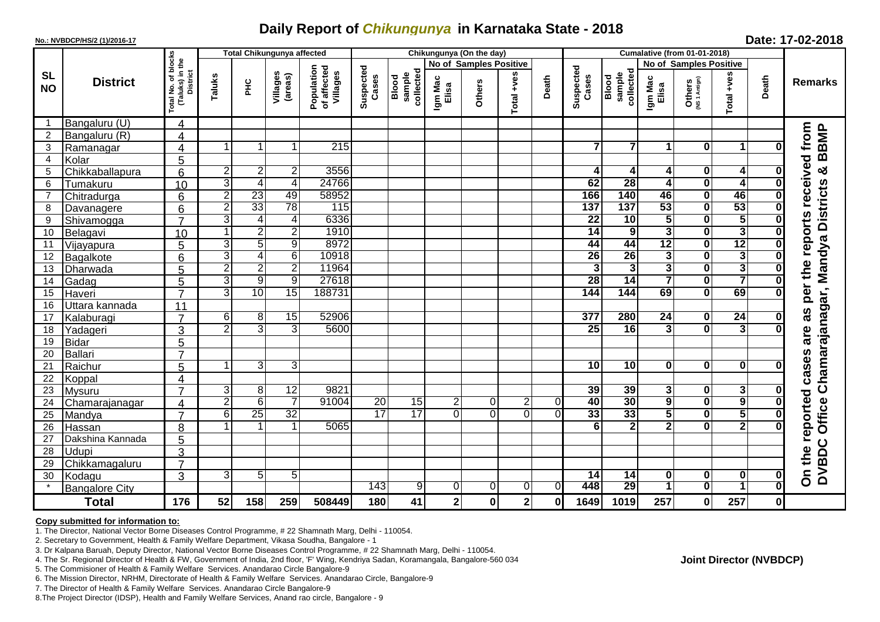# Daily Report of *Chikungunya* in Karnataka State - 2018

**No.: NVBDCP/HS/2 (1)/2016-17**

**Date: 17-02-2018**

| SL NO | District | Total No. of blocks (Taluks) in the District | Total Chikungunya affected | | | | Chikungunya (On the day) | | | | | | | Cumalative (from 01-01-2018) | | | | | | | Remarks |
|---|---|---|---|---|---|---|---|---|---|---|---|---|---|---|---|---|---|---|---|---|---|
| | | | | | | | | | No of Samples Positive | | | | | | | No of Samples Positive | | | | | |
| | | | Taluks | PHC | Villages (areas) | Population of affected Villages | Suspected Cases | Blood sample collected | Igm Mac Elisa | Others | Total +ves | Death | Suspected Cases | Blood sample collected | Igm Mac Elisa | Others (NS 1 Antign) | Total +ves | Death | |
| 1 | Bangaluru (U) | 4 | | | | | | | | | | | | | | | | | On the reported cases are as per the reports received from DVBDC Office Chamarajanagar, Mandya Districts & BBMP |
| 2 | Bangaluru (R) | 4 | | | | | | | | | | | | | | | | | |
| 3 | Ramanagar | 4 | 1 | 1 | 1 | 215 | | | | | | | 7 | 7 | 1 | 0 | 1 | 0 | |
| 4 | Kolar | 5 | | | | | | | | | | | | | | | | | |
| 5 | Chikkaballapura | 6 | 2 | 2 | 2 | 3556 | | | | | | | 4 | 4 | 4 | 0 | 4 | 0 | |
| 6 | Tumakuru | 10 | 3 | 4 | 4 | 24766 | | | | | | | 62 | 28 | 4 | 0 | 4 | 0 | |
| 7 | Chitradurga | 6 | 2 | 23 | 49 | 58952 | | | | | | | 166 | 140 | 46 | 0 | 46 | 0 | |
| 8 | Davanagere | 6 | 2 | 33 | 78 | 115 | | | | | | | 137 | 137 | 53 | 0 | 53 | 0 | |
| 9 | Shivamogga | 7 | 3 | 4 | 4 | 6336 | | | | | | | 22 | 10 | 5 | 0 | 5 | 0 | |
| 10 | Belagavi | 10 | 1 | 2 | 2 | 1910 | | | | | | | 14 | 9 | 3 | 0 | 3 | 0 | |
| 11 | Vijayapura | 5 | 3 | 5 | 9 | 8972 | | | | | | | 44 | 44 | 12 | 0 | 12 | 0 | |
| 12 | Bagalkote | 6 | 3 | 4 | 6 | 10918 | | | | | | | 26 | 26 | 3 | 0 | 3 | 0 | |
| 13 | Dharwada | 5 | 2 | 2 | 2 | 11964 | | | | | | | 3 | 3 | 3 | 0 | 3 | 0 | |
| 14 | Gadag | 5 | 3 | 9 | 9 | 27618 | | | | | | | 28 | 14 | 7 | 0 | 7 | 0 | |
| 15 | Haveri | 7 | 3 | 10 | 15 | 188731 | | | | | | | 144 | 144 | 69 | 0 | 69 | 0 | |
| 16 | Uttara kannada | 11 | | | | | | | | | | | | | | | | | |
| 17 | Kalaburagi | 7 | 6 | 8 | 15 | 52906 | | | | | | | 377 | 280 | 24 | 0 | 24 | 0 | |
| 18 | Yadageri | 3 | 2 | 3 | 3 | 5600 | | | | | | | 25 | 16 | 3 | 0 | 3 | 0 | |
| 19 | Bidar | 5 | | | | | | | | | | | | | | | | | |
| 20 | Ballari | 7 | | | | | | | | | | | | | | | | | |
| 21 | Raichur | 5 | 1 | 3 | 3 | | | | | | | | 10 | 10 | 0 | 0 | 0 | 0 | |
| 22 | Koppal | 4 | | | | | | | | | | | | | | | | | |
| 23 | Mysuru | 7 | 3 | 8 | 12 | 9821 | | | | | | | 39 | 39 | 3 | 0 | 3 | 0 | |
| 24 | Chamarajanagar | 4 | 2 | 6 | 7 | 91004 | 20 | 15 | 2 | 0 | 2 | 0 | 40 | 30 | 9 | 0 | 9 | 0 | |
| 25 | Mandya | 7 | 6 | 25 | 32 | | 17 | 17 | 0 | 0 | 0 | 0 | 33 | 33 | 5 | 0 | 5 | 0 | |
| 26 | Hassan | 8 | 1 | 1 | 1 | 5065 | | | | | | | 6 | 2 | 2 | 0 | 2 | 0 | |
| 27 | Dakshina Kannada | 5 | | | | | | | | | | | | | | | | | |
| 28 | Udupi | 3 | | | | | | | | | | | | | | | | | |
| 29 | Chikkamagaluru | 7 | | | | | | | | | | | | | | | | | |
| 30 | Kodagu | 3 | 3 | 5 | 5 | | | | | | | | 14 | 14 | 0 | 0 | 0 | 0 | |
| * | Bangalore City | | | | | | 143 | 9 | 0 | 0 | 0 | 0 | 448 | 29 | 1 | 0 | 1 | 0 | |
| **Total** | | **176** | **52** | **158** | **259** | **508449** | **180** | **41** | **2** | **0** | **2** | **0** | **1649** | **1019** | **257** | **0** | **257** | **0** | |

**Copy submitted for information to:**

1. The Director, National Vector Borne Diseases Control Programme, # 22 Shamnath Marg, Delhi - 110054.
2. Secretary to Government, Health & Family Welfare Department, Vikasa Soudha, Bangalore - 1
3. Dr Kalpana Baruah, Deputy Director, National Vector Borne Diseases Control Programme, # 22 Shamnath Marg, Delhi - 110054.
4. The Sr. Regional Director of Health & FW, Government of India, 2nd floor, 'F' Wing, Kendriya Sadan, Koramangala, Bangalore-560 034
5. The Commisioner of Health & Family Welfare Services. Anandarao Circle Bangalore-9
6. The Mission Director, NRHM, Directorate of Health & Family Welfare Services. Anandarao Circle, Bangalore-9
7. The Director of Health & Family Welfare Services. Anandarao Circle Bangalore-9
8. The Project Director (IDSP), Health and Family Welfare Services, Anand rao circle, Bangalore - 9

**Joint Director (NVBDCP)**